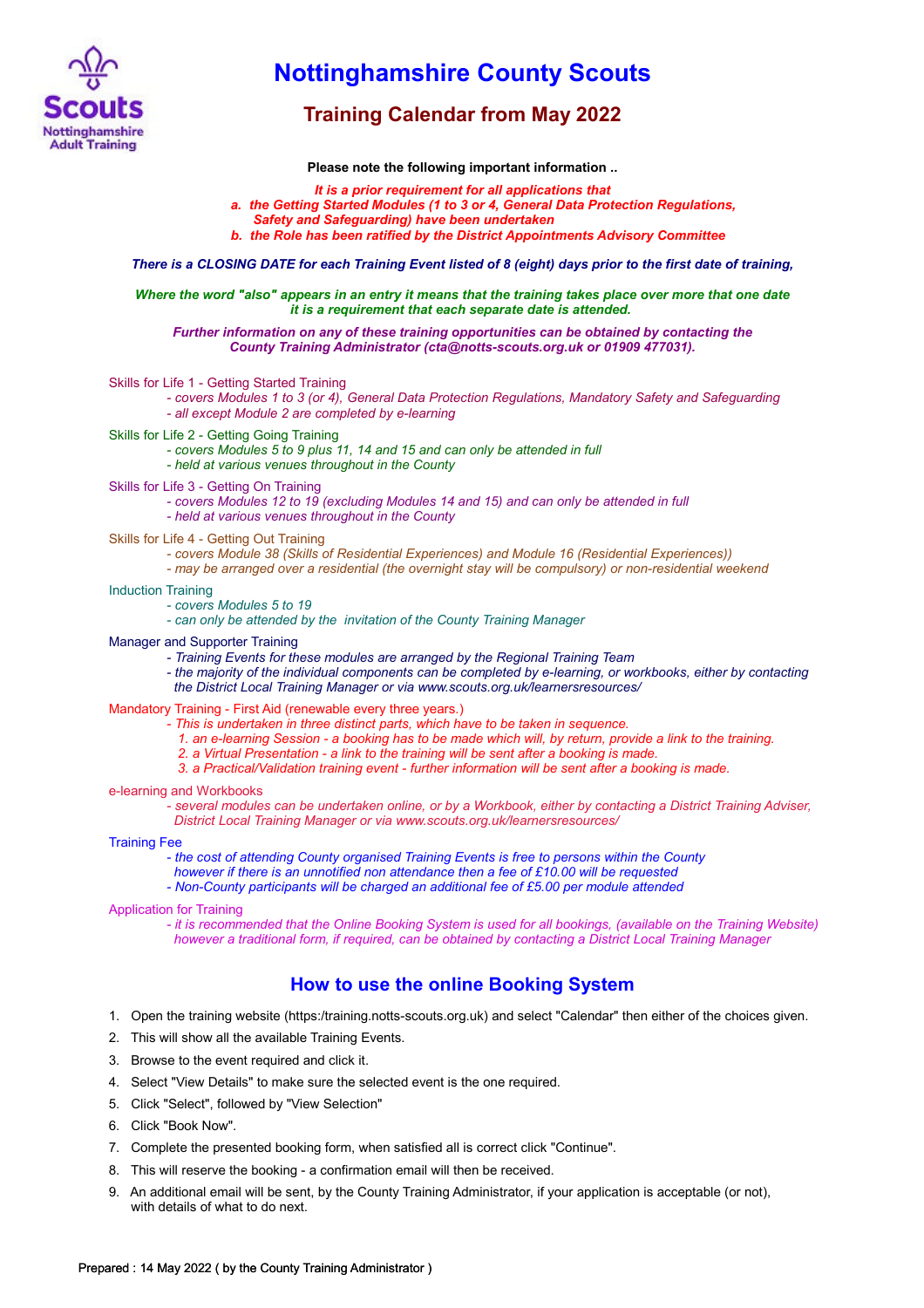Scouts
Nottinghamshire
Adult Training

# Nottinghamshire County Scouts

## Training Calendar from May 2022

**Please note the following important information ..**

***It is a prior requirement for all applications that***

***a. the Getting Started Modules (1 to 3 or 4, General Data Protection Regulations, Safety and Safeguarding) have been undertaken***

***b. the Role has been ratified by the District Appointments Advisory Committee***

***There is a CLOSING DATE for each Training Event listed of 8 (eight) days prior to the first date of training,***

***Where the word "also" appears in an entry it means that the training takes place over more that one date it is a requirement that each separate date is attended.***

***Further information on any of these training opportunities can be obtained by contacting the County Training Administrator (cta@notts-scouts.org.uk or 01909 477031).***

Skills for Life 1 - Getting Started Training
- *covers Modules 1 to 3 (or 4), General Data Protection Regulations, Mandatory Safety and Safeguarding*
- *all except Module 2 are completed by e-learning*

Skills for Life 2 - Getting Going Training
- *covers Modules 5 to 9 plus 11, 14 and 15 and can only be attended in full*
- *held at various venues throughout in the County*

Skills for Life 3 - Getting On Training
- *covers Modules 12 to 19 (excluding Modules 14 and 15) and can only be attended in full*
- *held at various venues throughout in the County*

Skills for Life 4 - Getting Out Training
- *covers Module 38 (Skills of Residential Experiences) and Module 16 (Residential Experiences))*
- *may be arranged over a residential (the overnight stay will be compulsory) or non-residential weekend*

Induction Training
- *covers Modules 5 to 19*
- *can only be attended by the invitation of the County Training Manager*

Manager and Supporter Training
- *Training Events for these modules are arranged by the Regional Training Team*
- *the majority of the individual components can be completed by e-learning, or workbooks, either by contacting the District Local Training Manager or via www.scouts.org.uk/learnersresources/*

Mandatory Training - First Aid (renewable every three years.)
- *This is undertaken in three distinct parts, which have to be taken in sequence.*
  1. *an e-learning Session - a booking has to be made which will, by return, provide a link to the training.*
  2. *a Virtual Presentation - a link to the training will be sent after a booking is made.*
  3. *a Practical/Validation training event - further information will be sent after a booking is made.*

e-learning and Workbooks
- *several modules can be undertaken online, or by a Workbook, either by contacting a District Training Adviser, District Local Training Manager or via www.scouts.org.uk/learnersresources/*

Training Fee
- *the cost of attending County organised Training Events is free to persons within the County however if there is an unnotified non attendance then a fee of £10.00 will be requested*
- *Non-County participants will be charged an additional fee of £5.00 per module attended*

Application for Training
- *it is recommended that the Online Booking System is used for all bookings, (available on the Training Website) however a traditional form, if required, can be obtained by contacting a District Local Training Manager*

## How to use the online Booking System

1. Open the training website (https:/training.notts-scouts.org.uk) and select "Calendar" then either of the choices given.
2. This will show all the available Training Events.
3. Browse to the event required and click it.
4. Select "View Details" to make sure the selected event is the one required.
5. Click "Select", followed by "View Selection"
6. Click "Book Now".
7. Complete the presented booking form, when satisfied all is correct click "Continue".
8. This will reserve the booking - a confirmation email will then be received.
9. An additional email will be sent, by the County Training Administrator, if your application is acceptable (or not), with details of what to do next.

Prepared : 14 May 2022 ( by the County Training Administrator )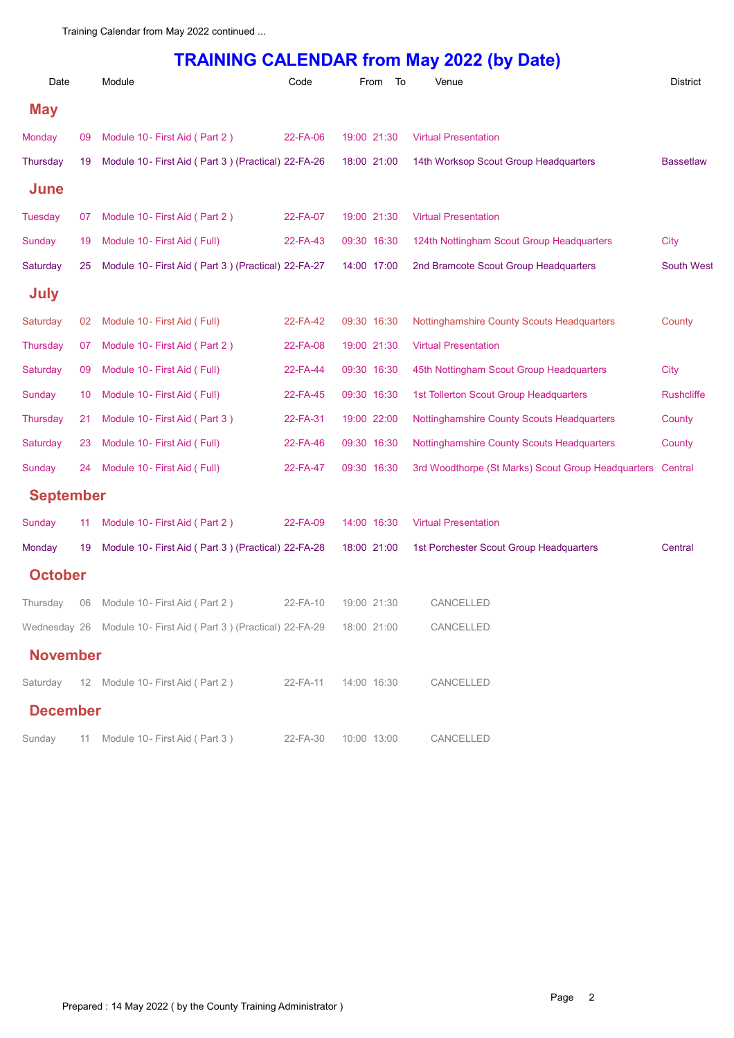Training Calendar from May 2022 continued ...

# TRAINING CALENDAR from May 2022 (by Date)

| Date | | Module | Code | From | To | Venue | District |
|---|---|---|---|---|---|---|---|
| **May** | | | | | | | |
| Monday | 09 | Module 10 - First Aid ( Part 2 ) | 22-FA-06 | 19:00 | 21:30 | Virtual Presentation | |
| Thursday | 19 | Module 10 - First Aid ( Part 3 ) (Practical) | 22-FA-26 | 18:00 | 21:00 | 14th Worksop Scout Group Headquarters | Bassetlaw |
| **June** | | | | | | | |
| Tuesday | 07 | Module 10 - First Aid ( Part 2 ) | 22-FA-07 | 19:00 | 21:30 | Virtual Presentation | |
| Sunday | 19 | Module 10 - First Aid ( Full) | 22-FA-43 | 09:30 | 16:30 | 124th Nottingham Scout Group Headquarters | City |
| Saturday | 25 | Module 10 - First Aid ( Part 3 ) (Practical) | 22-FA-27 | 14:00 | 17:00 | 2nd Bramcote Scout Group Headquarters | South West |
| **July** | | | | | | | |
| Saturday | 02 | Module 10 - First Aid ( Full) | 22-FA-42 | 09:30 | 16:30 | Nottinghamshire County Scouts Headquarters | County |
| Thursday | 07 | Module 10 - First Aid ( Part 2 ) | 22-FA-08 | 19:00 | 21:30 | Virtual Presentation | |
| Saturday | 09 | Module 10 - First Aid ( Full) | 22-FA-44 | 09:30 | 16:30 | 45th Nottingham Scout Group Headquarters | City |
| Sunday | 10 | Module 10 - First Aid ( Full) | 22-FA-45 | 09:30 | 16:30 | 1st Tollerton Scout Group Headquarters | Rushcliffe |
| Thursday | 21 | Module 10 - First Aid ( Part 3 ) | 22-FA-31 | 19:00 | 22:00 | Nottinghamshire County Scouts Headquarters | County |
| Saturday | 23 | Module 10 - First Aid ( Full) | 22-FA-46 | 09:30 | 16:30 | Nottinghamshire County Scouts Headquarters | County |
| Sunday | 24 | Module 10 - First Aid ( Full) | 22-FA-47 | 09:30 | 16:30 | 3rd Woodthorpe (St Marks) Scout Group Headquarters | Central |
| **September** | | | | | | | |
| Sunday | 11 | Module 10 - First Aid ( Part 2 ) | 22-FA-09 | 14:00 | 16:30 | Virtual Presentation | |
| Monday | 19 | Module 10 - First Aid ( Part 3 ) (Practical) | 22-FA-28 | 18:00 | 21:00 | 1st Porchester Scout Group Headquarters | Central |
| **October** | | | | | | | |
| Thursday | 06 | Module 10 - First Aid ( Part 2 ) | 22-FA-10 | 19:00 | 21:30 | CANCELLED | |
| Wednesday | 26 | Module 10 - First Aid ( Part 3 ) (Practical) | 22-FA-29 | 18:00 | 21:00 | CANCELLED | |
| **November** | | | | | | | |
| Saturday | 12 | Module 10 - First Aid ( Part 2 ) | 22-FA-11 | 14:00 | 16:30 | CANCELLED | |
| **December** | | | | | | | |
| Sunday | 11 | Module 10 - First Aid ( Part 3 ) | 22-FA-30 | 10:00 | 13:00 | CANCELLED | |

Prepared : 14 May 2022 ( by the County Training Administrator )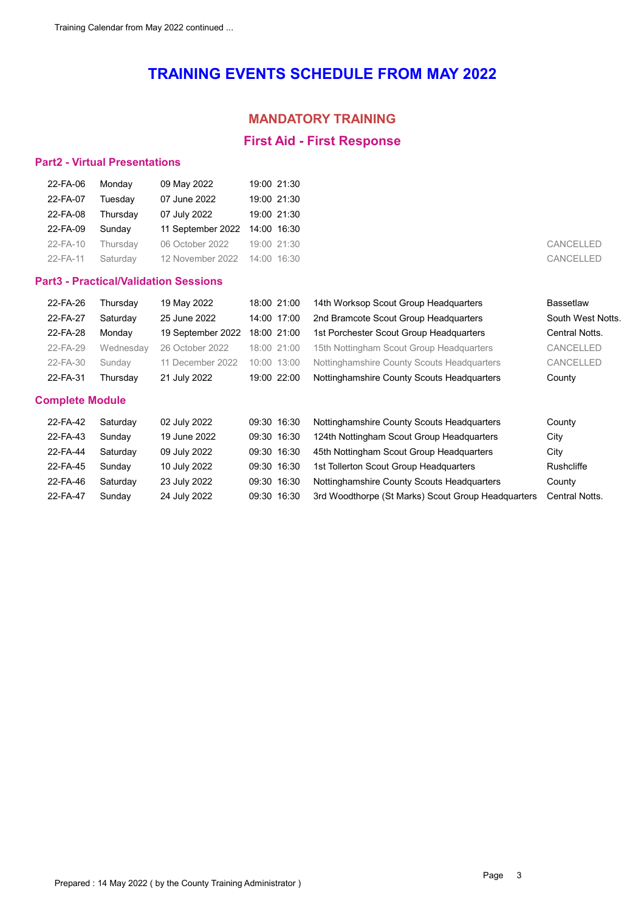Training Calendar from May 2022 continued ...

# TRAINING EVENTS SCHEDULE FROM MAY 2022

## MANDATORY TRAINING

## First Aid - First Response

### Part2 - Virtual Presentations

| | | | | | | |
|---|---|---|---|---|---|---|
| 22-FA-06 | Monday | 09 May 2022 | 19:00 | 21:30 | | |
| 22-FA-07 | Tuesday | 07 June 2022 | 19:00 | 21:30 | | |
| 22-FA-08 | Thursday | 07 July 2022 | 19:00 | 21:30 | | |
| 22-FA-09 | Sunday | 11 September 2022 | 14:00 | 16:30 | | |
| 22-FA-10 | Thursday | 06 October 2022 | 19:00 | 21:30 | | CANCELLED |
| 22-FA-11 | Saturday | 12 November 2022 | 14:00 | 16:30 | | CANCELLED |

### Part3 - Practical/Validation Sessions

| | | | | | | |
|---|---|---|---|---|---|---|
| 22-FA-26 | Thursday | 19 May 2022 | 18:00 | 21:00 | 14th Worksop Scout Group Headquarters | Bassetlaw |
| 22-FA-27 | Saturday | 25 June 2022 | 14:00 | 17:00 | 2nd Bramcote Scout Group Headquarters | South West Notts. |
| 22-FA-28 | Monday | 19 September 2022 | 18:00 | 21:00 | 1st Porchester Scout Group Headquarters | Central Notts. |
| 22-FA-29 | Wednesday | 26 October 2022 | 18:00 | 21:00 | 15th Nottingham Scout Group Headquarters | CANCELLED |
| 22-FA-30 | Sunday | 11 December 2022 | 10:00 | 13:00 | Nottinghamshire County Scouts Headquarters | CANCELLED |
| 22-FA-31 | Thursday | 21 July 2022 | 19:00 | 22:00 | Nottinghamshire County Scouts Headquarters | County |

### Complete Module

| | | | | | | |
|---|---|---|---|---|---|---|
| 22-FA-42 | Saturday | 02 July 2022 | 09:30 | 16:30 | Nottinghamshire County Scouts Headquarters | County |
| 22-FA-43 | Sunday | 19 June 2022 | 09:30 | 16:30 | 124th Nottingham Scout Group Headquarters | City |
| 22-FA-44 | Saturday | 09 July 2022 | 09:30 | 16:30 | 45th Nottingham Scout Group Headquarters | City |
| 22-FA-45 | Sunday | 10 July 2022 | 09:30 | 16:30 | 1st Tollerton Scout Group Headquarters | Rushcliffe |
| 22-FA-46 | Saturday | 23 July 2022 | 09:30 | 16:30 | Nottinghamshire County Scouts Headquarters | County |
| 22-FA-47 | Sunday | 24 July 2022 | 09:30 | 16:30 | 3rd Woodthorpe (St Marks) Scout Group Headquarters | Central Notts. |

Prepared : 14 May 2022 ( by the County Training Administrator )